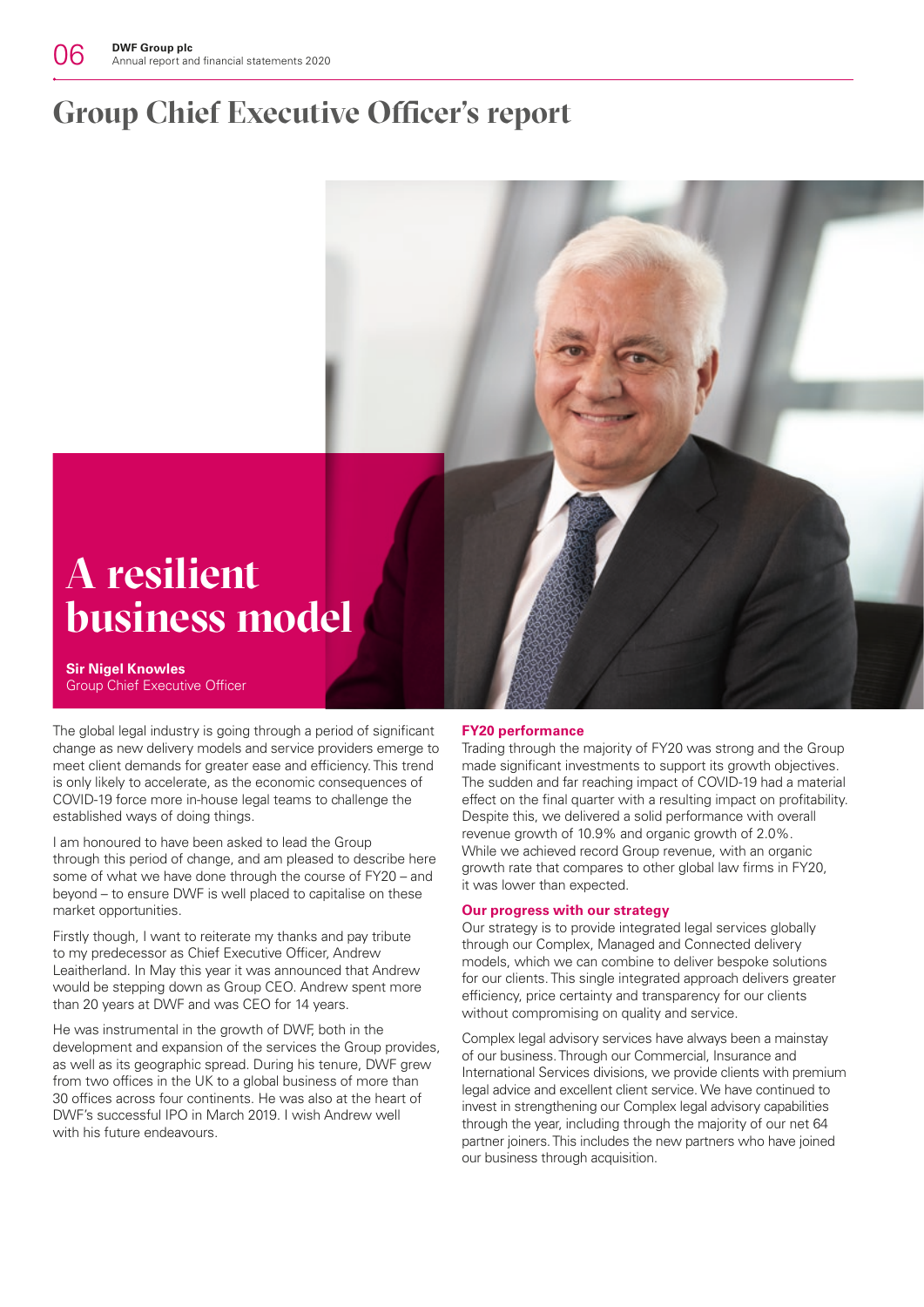# Group Chief Executive Officer's report

## A resilient business model

**Sir Nigel Knowles**
Group Chief Executive Officer

The global legal industry is going through a period of significant change as new delivery models and service providers emerge to meet client demands for greater ease and efficiency. This trend is only likely to accelerate, as the economic consequences of COVID-19 force more in-house legal teams to challenge the established ways of doing things.

I am honoured to have been asked to lead the Group through this period of change, and am pleased to describe here some of what we have done through the course of FY20 – and beyond – to ensure DWF is well placed to capitalise on these market opportunities.

Firstly though, I want to reiterate my thanks and pay tribute to my predecessor as Chief Executive Officer, Andrew Leaitherland. In May this year it was announced that Andrew would be stepping down as Group CEO. Andrew spent more than 20 years at DWF and was CEO for 14 years.

He was instrumental in the growth of DWF, both in the development and expansion of the services the Group provides, as well as its geographic spread. During his tenure, DWF grew from two offices in the UK to a global business of more than 30 offices across four continents. He was also at the heart of DWF's successful IPO in March 2019. I wish Andrew well with his future endeavours.

### FY20 performance

Trading through the majority of FY20 was strong and the Group made significant investments to support its growth objectives. The sudden and far reaching impact of COVID-19 had a material effect on the final quarter with a resulting impact on profitability. Despite this, we delivered a solid performance with overall revenue growth of 10.9% and organic growth of 2.0%. While we achieved record Group revenue, with an organic growth rate that compares to other global law firms in FY20, it was lower than expected.

### Our progress with our strategy

Our strategy is to provide integrated legal services globally through our Complex, Managed and Connected delivery models, which we can combine to deliver bespoke solutions for our clients. This single integrated approach delivers greater efficiency, price certainty and transparency for our clients without compromising on quality and service.

Complex legal advisory services have always been a mainstay of our business. Through our Commercial, Insurance and International Services divisions, we provide clients with premium legal advice and excellent client service. We have continued to invest in strengthening our Complex legal advisory capabilities through the year, including through the majority of our net 64 partner joiners. This includes the new partners who have joined our business through acquisition.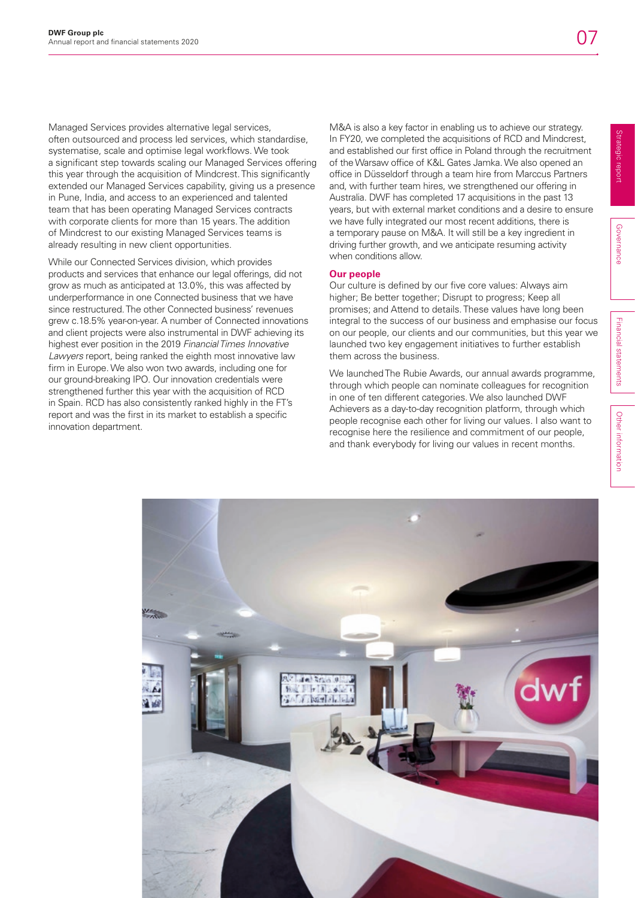Managed Services provides alternative legal services, often outsourced and process led services, which standardise, systematise, scale and optimise legal workflows. We took a significant step towards scaling our Managed Services offering this year through the acquisition of Mindcrest. This significantly extended our Managed Services capability, giving us a presence in Pune, India, and access to an experienced and talented team that has been operating Managed Services contracts with corporate clients for more than 15 years. The addition of Mindcrest to our existing Managed Services teams is already resulting in new client opportunities.

While our Connected Services division, which provides products and services that enhance our legal offerings, did not grow as much as anticipated at 13.0%, this was affected by underperformance in one Connected business that we have since restructured. The other Connected business' revenues grew c.18.5% year-on-year. A number of Connected innovations and client projects were also instrumental in DWF achieving its highest ever position in the 2019 *Financial Times Innovative Lawyers* report, being ranked the eighth most innovative law firm in Europe. We also won two awards, including one for our ground-breaking IPO. Our innovation credentials were strengthened further this year with the acquisition of RCD in Spain. RCD has also consistently ranked highly in the FT's report and was the first in its market to establish a specific innovation department.

M&A is also a key factor in enabling us to achieve our strategy. In FY20, we completed the acquisitions of RCD and Mindcrest, and established our first office in Poland through the recruitment of the Warsaw office of K&L Gates Jamka. We also opened an office in Düsseldorf through a team hire from Marccus Partners and, with further team hires, we strengthened our offering in Australia. DWF has completed 17 acquisitions in the past 13 years, but with external market conditions and a desire to ensure we have fully integrated our most recent additions, there is a temporary pause on M&A. It will still be a key ingredient in driving further growth, and we anticipate resuming activity when conditions allow.

**Our people**

Our culture is defined by our five core values: Always aim higher; Be better together; Disrupt to progress; Keep all promises; and Attend to details. These values have long been integral to the success of our business and emphasise our focus on our people, our clients and our communities, but this year we launched two key engagement initiatives to further establish them across the business.

We launched The Rubie Awards, our annual awards programme, through which people can nominate colleagues for recognition in one of ten different categories. We also launched DWF Achievers as a day-to-day recognition platform, through which people recognise each other for living our values. I also want to recognise here the resilience and commitment of our people, and thank everybody for living our values in recent months.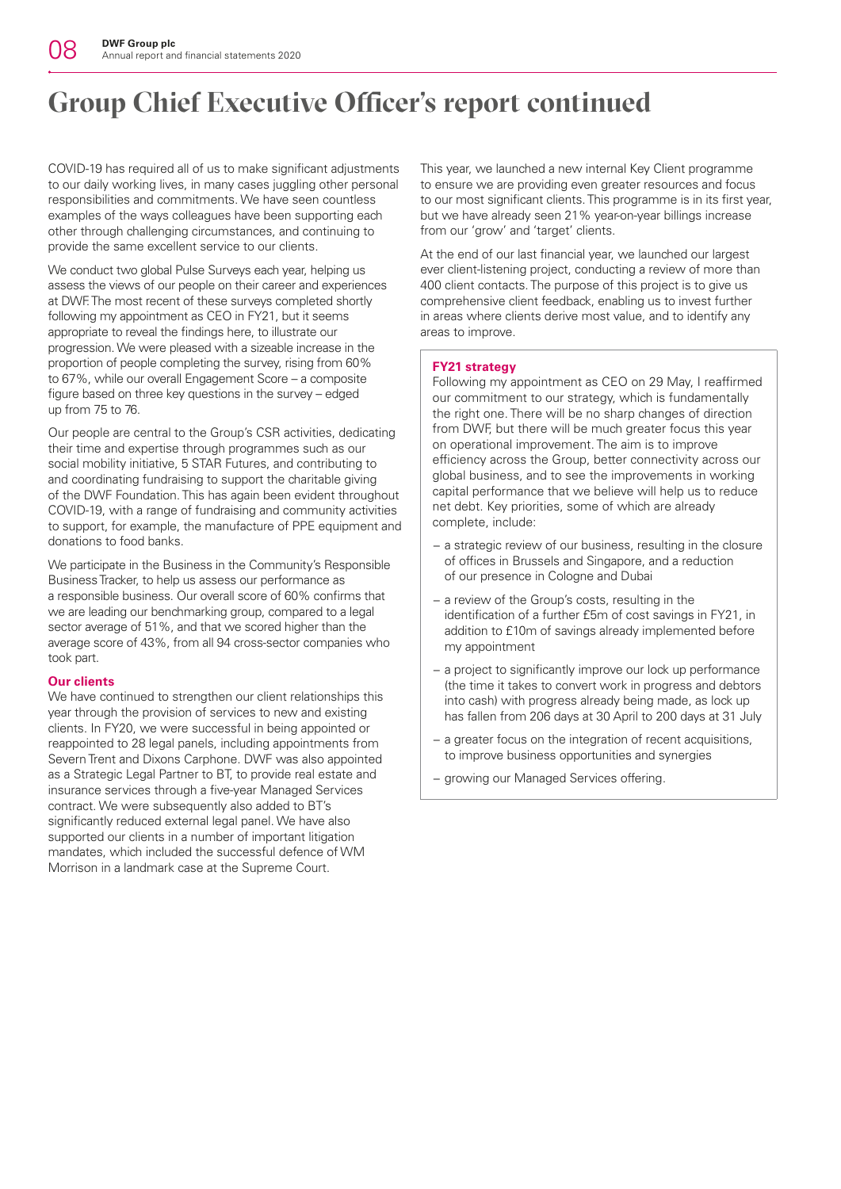# Group Chief Executive Officer's report continued

COVID-19 has required all of us to make significant adjustments to our daily working lives, in many cases juggling other personal responsibilities and commitments. We have seen countless examples of the ways colleagues have been supporting each other through challenging circumstances, and continuing to provide the same excellent service to our clients.

We conduct two global Pulse Surveys each year, helping us assess the views of our people on their career and experiences at DWF. The most recent of these surveys completed shortly following my appointment as CEO in FY21, but it seems appropriate to reveal the findings here, to illustrate our progression. We were pleased with a sizeable increase in the proportion of people completing the survey, rising from 60% to 67%, while our overall Engagement Score – a composite figure based on three key questions in the survey – edged up from 75 to 76.

Our people are central to the Group's CSR activities, dedicating their time and expertise through programmes such as our social mobility initiative, 5 STAR Futures, and contributing to and coordinating fundraising to support the charitable giving of the DWF Foundation. This has again been evident throughout COVID-19, with a range of fundraising and community activities to support, for example, the manufacture of PPE equipment and donations to food banks.

We participate in the Business in the Community's Responsible Business Tracker, to help us assess our performance as a responsible business. Our overall score of 60% confirms that we are leading our benchmarking group, compared to a legal sector average of 51%, and that we scored higher than the average score of 43%, from all 94 cross-sector companies who took part.

### Our clients

We have continued to strengthen our client relationships this year through the provision of services to new and existing clients. In FY20, we were successful in being appointed or reappointed to 28 legal panels, including appointments from Severn Trent and Dixons Carphone. DWF was also appointed as a Strategic Legal Partner to BT, to provide real estate and insurance services through a five-year Managed Services contract. We were subsequently also added to BT's significantly reduced external legal panel. We have also supported our clients in a number of important litigation mandates, which included the successful defence of WM Morrison in a landmark case at the Supreme Court.

This year, we launched a new internal Key Client programme to ensure we are providing even greater resources and focus to our most significant clients. This programme is in its first year, but we have already seen 21% year-on-year billings increase from our 'grow' and 'target' clients.

At the end of our last financial year, we launched our largest ever client-listening project, conducting a review of more than 400 client contacts. The purpose of this project is to give us comprehensive client feedback, enabling us to invest further in areas where clients derive most value, and to identify any areas to improve.

### FY21 strategy

Following my appointment as CEO on 29 May, I reaffirmed our commitment to our strategy, which is fundamentally the right one. There will be no sharp changes of direction from DWF, but there will be much greater focus this year on operational improvement. The aim is to improve efficiency across the Group, better connectivity across our global business, and to see the improvements in working capital performance that we believe will help us to reduce net debt. Key priorities, some of which are already complete, include:

- a strategic review of our business, resulting in the closure of offices in Brussels and Singapore, and a reduction of our presence in Cologne and Dubai
- a review of the Group's costs, resulting in the identification of a further £5m of cost savings in FY21, in addition to £10m of savings already implemented before my appointment
- a project to significantly improve our lock up performance (the time it takes to convert work in progress and debtors into cash) with progress already being made, as lock up has fallen from 206 days at 30 April to 200 days at 31 July
- a greater focus on the integration of recent acquisitions, to improve business opportunities and synergies
- growing our Managed Services offering.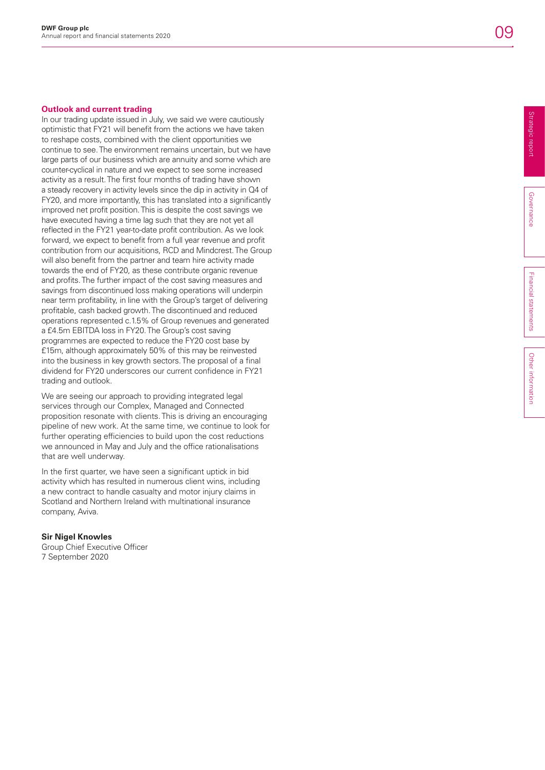**Outlook and current trading**

In our trading update issued in July, we said we were cautiously optimistic that FY21 will benefit from the actions we have taken to reshape costs, combined with the client opportunities we continue to see. The environment remains uncertain, but we have large parts of our business which are annuity and some which are counter-cyclical in nature and we expect to see some increased activity as a result. The first four months of trading have shown a steady recovery in activity levels since the dip in activity in Q4 of FY20, and more importantly, this has translated into a significantly improved net profit position. This is despite the cost savings we have executed having a time lag such that they are not yet all reflected in the FY21 year-to-date profit contribution. As we look forward, we expect to benefit from a full year revenue and profit contribution from our acquisitions, RCD and Mindcrest. The Group will also benefit from the partner and team hire activity made towards the end of FY20, as these contribute organic revenue and profits. The further impact of the cost saving measures and savings from discontinued loss making operations will underpin near term profitability, in line with the Group's target of delivering profitable, cash backed growth. The discontinued and reduced operations represented c.1.5% of Group revenues and generated a £4.5m EBITDA loss in FY20. The Group's cost saving programmes are expected to reduce the FY20 cost base by £15m, although approximately 50% of this may be reinvested into the business in key growth sectors. The proposal of a final dividend for FY20 underscores our current confidence in FY21 trading and outlook.

We are seeing our approach to providing integrated legal services through our Complex, Managed and Connected proposition resonate with clients. This is driving an encouraging pipeline of new work. At the same time, we continue to look for further operating efficiencies to build upon the cost reductions we announced in May and July and the office rationalisations that are well underway.

In the first quarter, we have seen a significant uptick in bid activity which has resulted in numerous client wins, including a new contract to handle casualty and motor injury claims in Scotland and Northern Ireland with multinational insurance company, Aviva.

**Sir Nigel Knowles**
Group Chief Executive Officer
7 September 2020